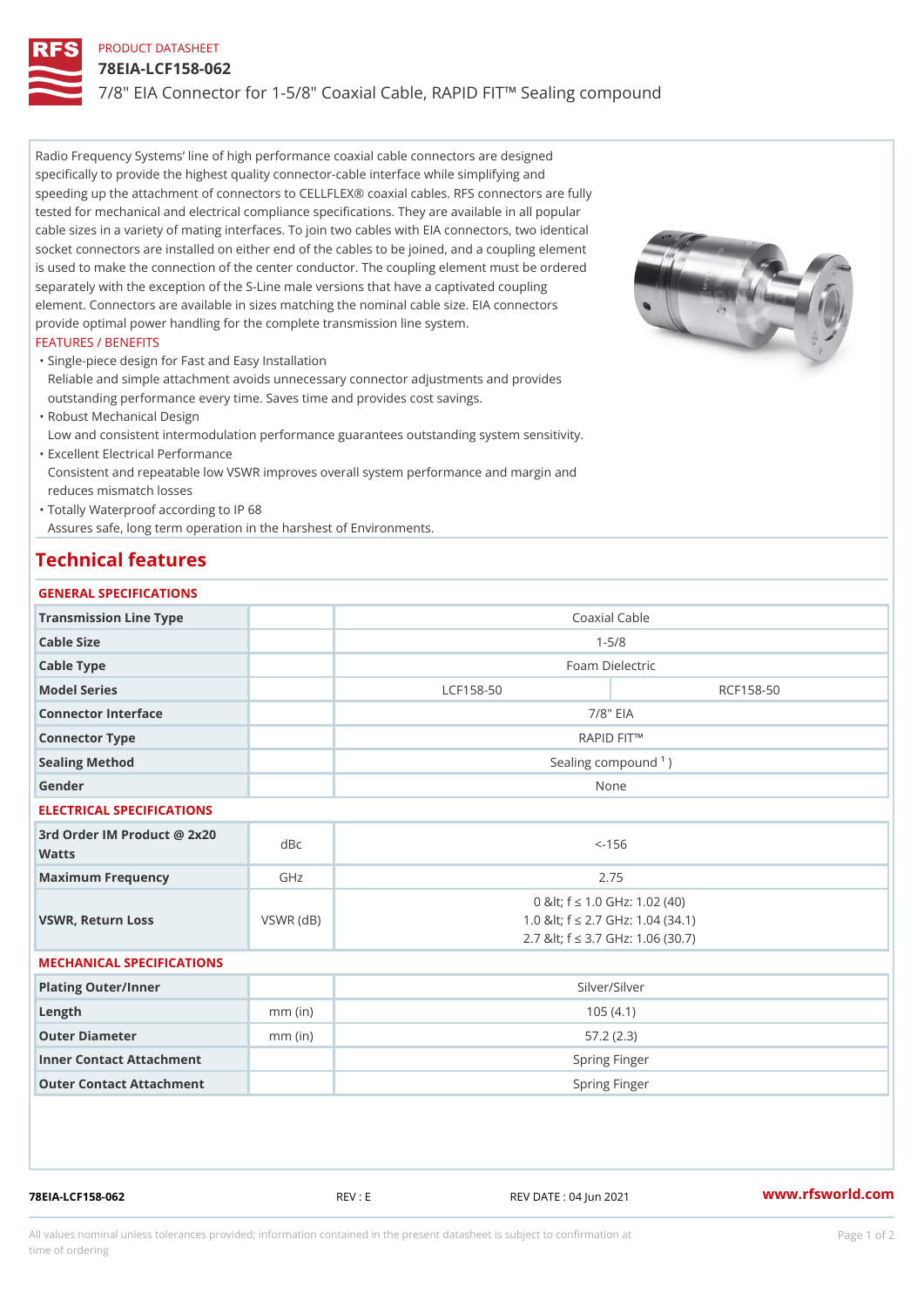PRODUCT DATASHEET

# 78EIA-LCF158-062

## 7/8" EIA Connector for 1-5/8" Coaxial Cable, RAPID FIT™ Sealing compound

Radio Frequency Systems' line of high performance coaxial cable connectors are designed specifically to provide the highest quality connector-cable interface while simplifying and speeding up the attachment of connectors to CELLFLEX® coaxial cables. RFS connectors are fully tested for mechanical and electrical compliance specifications. They are available in all popular cable sizes in a variety of mating interfaces. To join two cables with EIA connectors, two identical socket connectors are installed on either end of the cables to be joined, and a coupling element is used to make the connection of the center conductor. The coupling element must be ordered separately with the exception of the S-Line male versions that have a captivated coupling element. Connectors are available in sizes matching the nominal cable size. EIA connectors provide optimal power handling for the complete transmission line system.

FEATURES / BENEFITS

- Single-piece design for Fast and Easy Installation
  Reliable and simple attachment avoids unnecessary connector adjustments and provides outstanding performance every time. Saves time and provides cost savings.
- Robust Mechanical Design
  Low and consistent intermodulation performance guarantees outstanding system sensitivity.
- Excellent Electrical Performance
  Consistent and repeatable low VSWR improves overall system performance and margin and reduces mismatch losses
- Totally Waterproof according to IP 68
  Assures safe, long term operation in the harshest of Environments.

## Technical features

### GENERAL SPECIFICATIONS

| | | | |
|---|---|---|---|
| **Transmission Line Type** | | Coaxial Cable | |
| **Cable Size** | | 1-5/8 | |
| **Cable Type** | | Foam Dielectric | |
| **Model Series** | | LCF158-50 | RCF158-50 |
| **Connector Interface** | | 7/8" EIA | |
| **Connector Type** | | RAPID FIT™ | |
| **Sealing Method** | | Sealing compound [1] ) | |
| **Gender** | | None | |

### ELECTRICAL SPECIFICATIONS

| | | |
|---|---|---|
| **3rd Order IM Product @ 2x20 Watts** | dBc | <-156 |
| **Maximum Frequency** | GHz | 2.75 |
| **VSWR, Return Loss** | VSWR (dB) | 0 &lt; f ≤ 1.0 GHz: 1.02 (40)<br>1.0 &lt; f ≤ 2.7 GHz: 1.04 (34.1)<br>2.7 &lt; f ≤ 3.7 GHz: 1.06 (30.7) |

### MECHANICAL SPECIFICATIONS

| | | |
|---|---|---|
| **Plating Outer/Inner** | | Silver/Silver |
| **Length** | mm (in) | 105 (4.1) |
| **Outer Diameter** | mm (in) | 57.2 (2.3) |
| **Inner Contact Attachment** | | Spring Finger |
| **Outer Contact Attachment** | | Spring Finger |

78EIA-LCF158-062 REV : E REV DATE : 04 Jun 2021 www.rfsworld.com

All values nominal unless tolerances provided; information contained in the present datasheet is subject to confirmation at time of ordering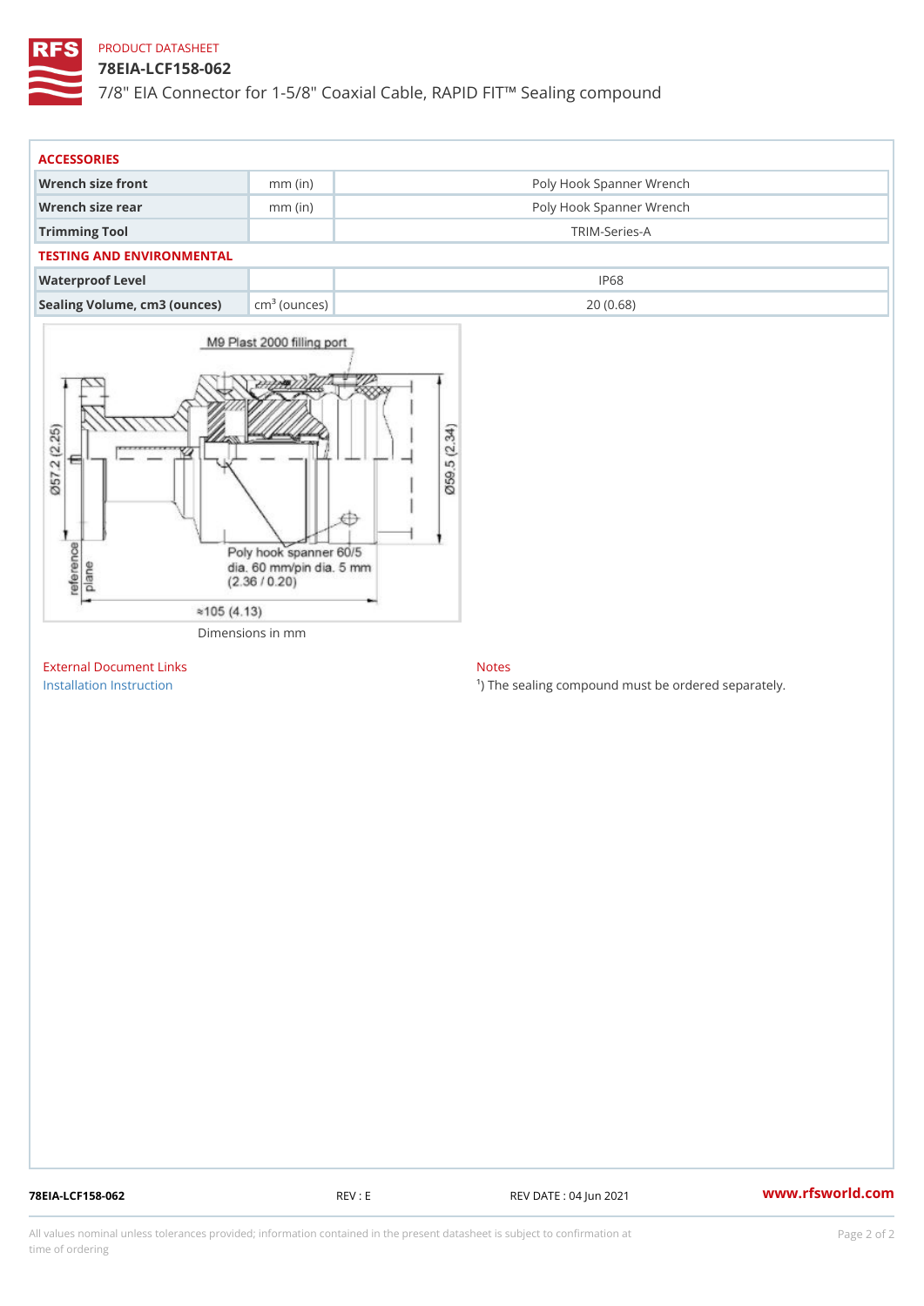PRODUCT DATASHEET

# 78EIA-LCF158-062

7/8" EIA Connector for 1-5/8" Coaxial Cable, RAPID FIT™ Sealing compound

## ACCESSORIES

| | | |
|---|---|---|
| Wrench size front | mm (in) | Poly Hook Spanner Wrench |
| Wrench size rear | mm (in) | Poly Hook Spanner Wrench |
| Trimming Tool | | TRIM-Series-A |

## TESTING AND ENVIRONMENTAL

| | | |
|---|---|---|
| Waterproof Level | | IP68 |
| Sealing Volume, cm3 (ounces) | $cm^3$ (ounces) | 20 (0.68) |

M9 Plast 2000 filling port

Ø57.2 (2.25)

Ø59.5 (2.34)

reference plane

Poly hook spanner 60/5 dia. 60 mm/pin dia. 5 mm (2.36 / 0.20)

≈105 (4.13)

Dimensions in mm

External Document Links

Installation Instruction

Notes

[1]) The sealing compound must be ordered separately.

78EIA-LCF158-062 REV : E REV DATE : 04 Jun 2021 www.rfsworld.com

All values nominal unless tolerances provided; information contained in the present datasheet is subject to confirmation at time of ordering